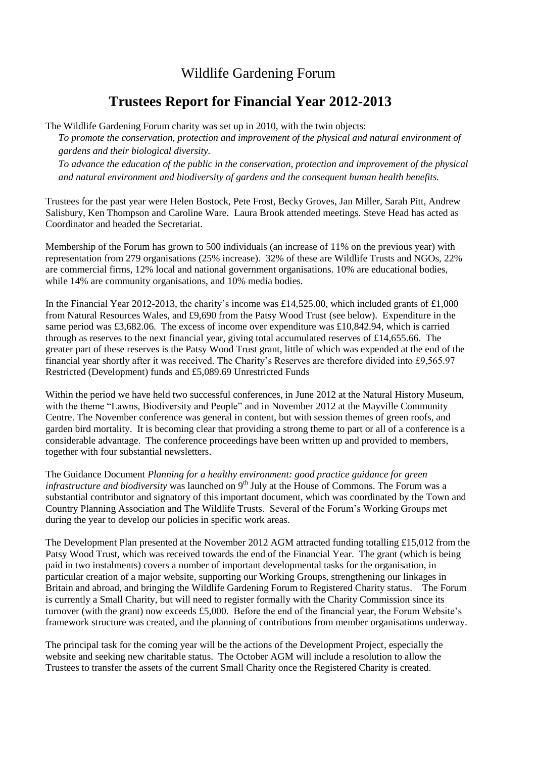# Wildlife Gardening Forum

## Trustees Report for Financial Year 2012-2013

The Wildlife Gardening Forum charity was set up in 2010, with the twin objects:

*To promote the conservation, protection and improvement of the physical and natural environment of gardens and their biological diversity.*

*To advance the education of the public in the conservation, protection and improvement of the physical and natural environment and biodiversity of gardens and the consequent human health benefits.*

Trustees for the past year were Helen Bostock, Pete Frost, Becky Groves, Jan Miller, Sarah Pitt, Andrew Salisbury, Ken Thompson and Caroline Ware. Laura Brook attended meetings. Steve Head has acted as Coordinator and headed the Secretariat.

Membership of the Forum has grown to 500 individuals (an increase of 11% on the previous year) with representation from 279 organisations (25% increase). 32% of these are Wildlife Trusts and NGOs, 22% are commercial firms, 12% local and national government organisations. 10% are educational bodies, while 14% are community organisations, and 10% media bodies.

In the Financial Year 2012-2013, the charity's income was £14,525.00, which included grants of £1,000 from Natural Resources Wales, and £9,690 from the Patsy Wood Trust (see below). Expenditure in the same period was £3,682.06. The excess of income over expenditure was £10,842.94, which is carried through as reserves to the next financial year, giving total accumulated reserves of £14,655.66. The greater part of these reserves is the Patsy Wood Trust grant, little of which was expended at the end of the financial year shortly after it was received. The Charity's Reserves are therefore divided into £9,565.97 Restricted (Development) funds and £5,089.69 Unrestricted Funds

Within the period we have held two successful conferences, in June 2012 at the Natural History Museum, with the theme "Lawns, Biodiversity and People" and in November 2012 at the Mayville Community Centre. The November conference was general in content, but with session themes of green roofs, and garden bird mortality. It is becoming clear that providing a strong theme to part or all of a conference is a considerable advantage. The conference proceedings have been written up and provided to members, together with four substantial newsletters.

The Guidance Document *Planning for a healthy environment: good practice guidance for green infrastructure and biodiversity* was launched on 9th July at the House of Commons. The Forum was a substantial contributor and signatory of this important document, which was coordinated by the Town and Country Planning Association and The Wildlife Trusts. Several of the Forum's Working Groups met during the year to develop our policies in specific work areas.

The Development Plan presented at the November 2012 AGM attracted funding totalling £15,012 from the Patsy Wood Trust, which was received towards the end of the Financial Year. The grant (which is being paid in two instalments) covers a number of important developmental tasks for the organisation, in particular creation of a major website, supporting our Working Groups, strengthening our linkages in Britain and abroad, and bringing the Wildlife Gardening Forum to Registered Charity status. The Forum is currently a Small Charity, but will need to register formally with the Charity Commission since its turnover (with the grant) now exceeds £5,000. Before the end of the financial year, the Forum Website's framework structure was created, and the planning of contributions from member organisations underway.

The principal task for the coming year will be the actions of the Development Project, especially the website and seeking new charitable status. The October AGM will include a resolution to allow the Trustees to transfer the assets of the current Small Charity once the Registered Charity is created.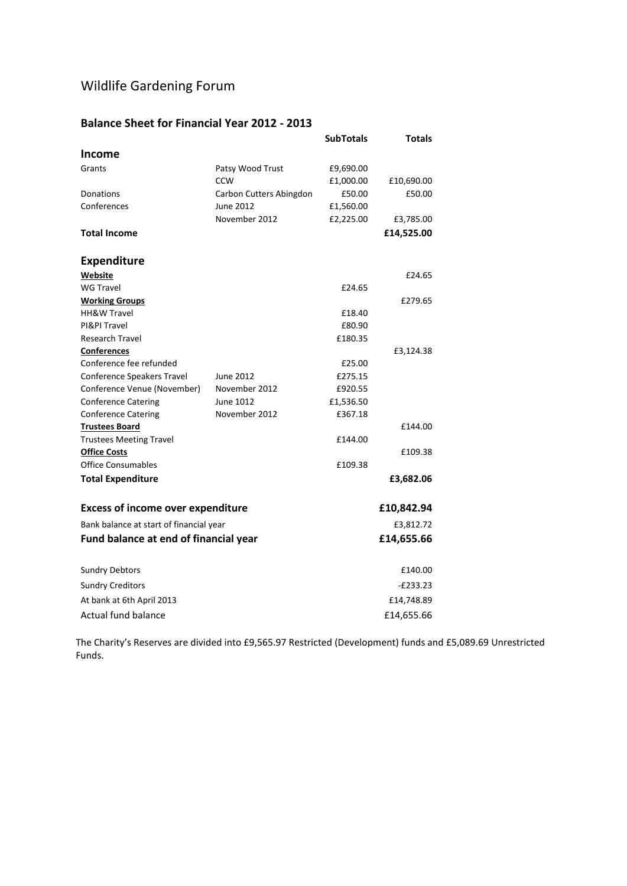Wildlife Gardening Forum

## Balance Sheet for Financial Year 2012 - 2013

| | | SubTotals | Totals |
|---|---|---|---|
| **Income** | | | |
| Grants | Patsy Wood Trust | £9,690.00 | |
| | CCW | £1,000.00 | £10,690.00 |
| Donations | Carbon Cutters Abingdon | £50.00 | £50.00 |
| Conferences | June 2012 | £1,560.00 | |
| | November 2012 | £2,225.00 | £3,785.00 |
| **Total Income** | | | **£14,525.00** |
| **Expenditure** | | | |
| **Website** | | | £24.65 |
| WG Travel | | £24.65 | |
| **Working Groups** | | | £279.65 |
| HH&W Travel | | £18.40 | |
| PI&PI Travel | | £80.90 | |
| Research Travel | | £180.35 | |
| **Conferences** | | | £3,124.38 |
| Conference fee refunded | | £25.00 | |
| Conference Speakers Travel | June 2012 | £275.15 | |
| Conference Venue (November) | November 2012 | £920.55 | |
| Conference Catering | June 1012 | £1,536.50 | |
| Conference Catering | November 2012 | £367.18 | |
| **Trustees Board** | | | £144.00 |
| Trustees Meeting Travel | | £144.00 | |
| **Office Costs** | | | £109.38 |
| Office Consumables | | £109.38 | |
| **Total Expenditure** | | | **£3,682.06** |
| **Excess of income over expenditure** | | | **£10,842.94** |
| Bank balance at start of financial year | | | £3,812.72 |
| **Fund balance at end of financial year** | | | **£14,655.66** |
| Sundry Debtors | | | £140.00 |
| Sundry Creditors | | | -£233.23 |
| At bank at 6th April 2013 | | | £14,748.89 |
| Actual fund balance | | | £14,655.66 |

The Charity's Reserves are divided into £9,565.97 Restricted (Development) funds and £5,089.69 Unrestricted Funds.